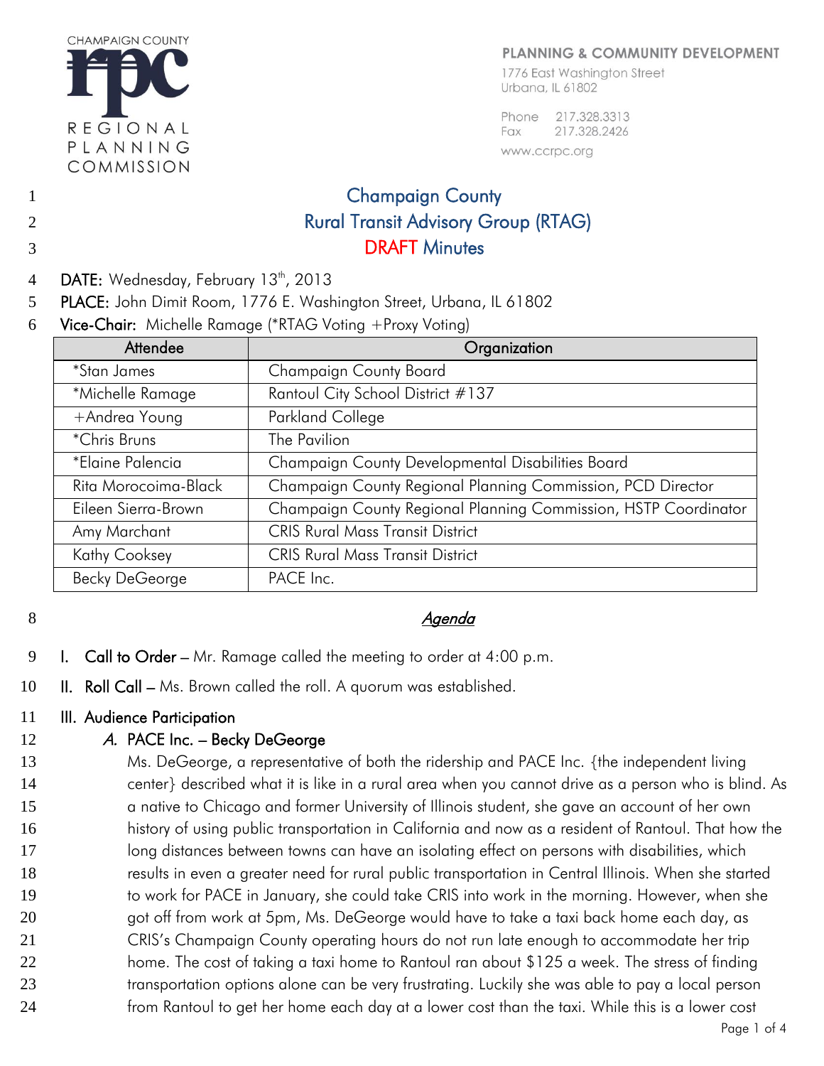CHAMPAIGN COUNTY
rpc
REGIONAL PLANNING COMMISSION

PLANNING & COMMUNITY DEVELOPMENT
1776 East Washington Street
Urbana, IL 61802

Phone 217.328.3313
Fax 217.328.2426
www.ccrpc.org

# Champaign County
# Rural Transit Advisory Group (RTAG)
# DRAFT Minutes

**DATE:** Wednesday, February 13th, 2013
**PLACE:** John Dimit Room, 1776 E. Washington Street, Urbana, IL 61802
**Vice-Chair:** Michelle Ramage (*RTAG Voting +Proxy Voting)

| Attendee | Organization |
|---|---|
| *Stan James | Champaign County Board |
| *Michelle Ramage | Rantoul City School District #137 |
| +Andrea Young | Parkland College |
| *Chris Bruns | The Pavilion |
| *Elaine Palencia | Champaign County Developmental Disabilities Board |
| Rita Morocoima-Black | Champaign County Regional Planning Commission, PCD Director |
| Eileen Sierra-Brown | Champaign County Regional Planning Commission, HSTP Coordinator |
| Amy Marchant | CRIS Rural Mass Transit District |
| Kathy Cooksey | CRIS Rural Mass Transit District |
| Becky DeGeorge | PACE Inc. |

## *Agenda*

**I. Call to Order** – Mr. Ramage called the meeting to order at 4:00 p.m.

**II. Roll Call** – Ms. Brown called the roll. A quorum was established.

**III. Audience Participation**

*A.* **PACE Inc. – Becky DeGeorge**

Ms. DeGeorge, a representative of both the ridership and PACE Inc. {the independent living center} described what it is like in a rural area when you cannot drive as a person who is blind. As a native to Chicago and former University of Illinois student, she gave an account of her own history of using public transportation in California and now as a resident of Rantoul. That how the long distances between towns can have an isolating effect on persons with disabilities, which results in even a greater need for rural public transportation in Central Illinois. When she started to work for PACE in January, she could take CRIS into work in the morning. However, when she got off from work at 5pm, Ms. DeGeorge would have to take a taxi back home each day, as CRIS's Champaign County operating hours do not run late enough to accommodate her trip home. The cost of taking a taxi home to Rantoul ran about $125 a week. The stress of finding transportation options alone can be very frustrating. Luckily she was able to pay a local person from Rantoul to get her home each day at a lower cost than the taxi. While this is a lower cost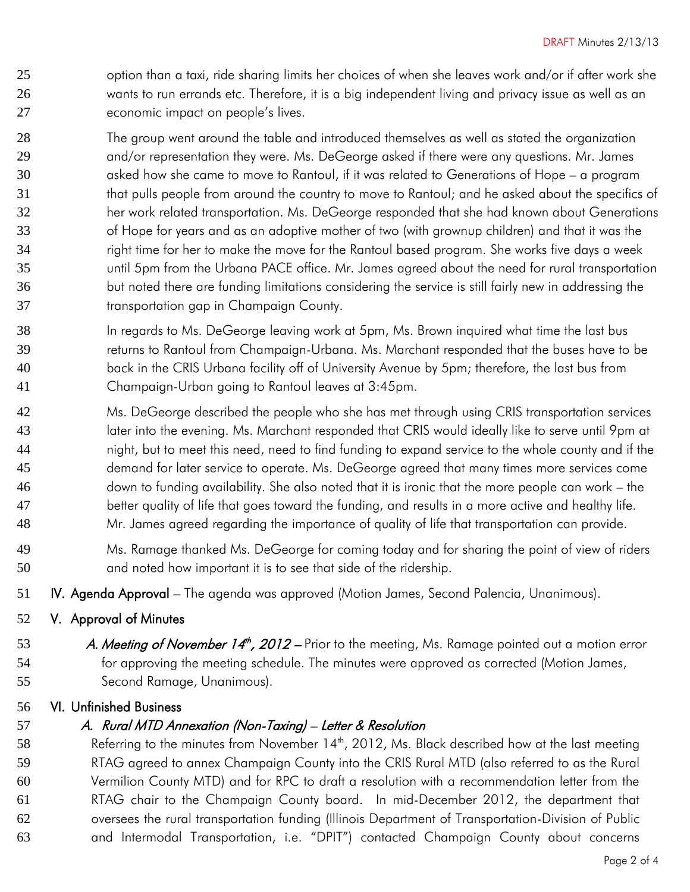option than a taxi, ride sharing limits her choices of when she leaves work and/or if after work she wants to run errands etc. Therefore, it is a big independent living and privacy issue as well as an economic impact on people's lives.

The group went around the table and introduced themselves as well as stated the organization and/or representation they were. Ms. DeGeorge asked if there were any questions. Mr. James asked how she came to move to Rantoul, if it was related to Generations of Hope – a program that pulls people from around the country to move to Rantoul; and he asked about the specifics of her work related transportation. Ms. DeGeorge responded that she had known about Generations of Hope for years and as an adoptive mother of two (with grownup children) and that it was the right time for her to make the move for the Rantoul based program. She works five days a week until 5pm from the Urbana PACE office. Mr. James agreed about the need for rural transportation but noted there are funding limitations considering the service is still fairly new in addressing the transportation gap in Champaign County.

In regards to Ms. DeGeorge leaving work at 5pm, Ms. Brown inquired what time the last bus returns to Rantoul from Champaign-Urbana. Ms. Marchant responded that the buses have to be back in the CRIS Urbana facility off of University Avenue by 5pm; therefore, the last bus from Champaign-Urban going to Rantoul leaves at 3:45pm.

Ms. DeGeorge described the people who she has met through using CRIS transportation services later into the evening. Ms. Marchant responded that CRIS would ideally like to serve until 9pm at night, but to meet this need, need to find funding to expand service to the whole county and if the demand for later service to operate. Ms. DeGeorge agreed that many times more services come down to funding availability. She also noted that it is ironic that the more people can work – the better quality of life that goes toward the funding, and results in a more active and healthy life. Mr. James agreed regarding the importance of quality of life that transportation can provide.

Ms. Ramage thanked Ms. DeGeorge for coming today and for sharing the point of view of riders and noted how important it is to see that side of the ridership.

**IV. Agenda Approval** – The agenda was approved (Motion James, Second Palencia, Unanimous).

**V. Approval of Minutes**

***A. Meeting of November 14th, 2012*** – Prior to the meeting, Ms. Ramage pointed out a motion error for approving the meeting schedule. The minutes were approved as corrected (Motion James, Second Ramage, Unanimous).

**VI. Unfinished Business**

***A. Rural MTD Annexation (Non-Taxing) – Letter & Resolution***

Referring to the minutes from November 14th, 2012, Ms. Black described how at the last meeting RTAG agreed to annex Champaign County into the CRIS Rural MTD (also referred to as the Rural Vermilion County MTD) and for RPC to draft a resolution with a recommendation letter from the RTAG chair to the Champaign County board. In mid-December 2012, the department that oversees the rural transportation funding (Illinois Department of Transportation-Division of Public and Intermodal Transportation, i.e. "DPIT") contacted Champaign County about concerns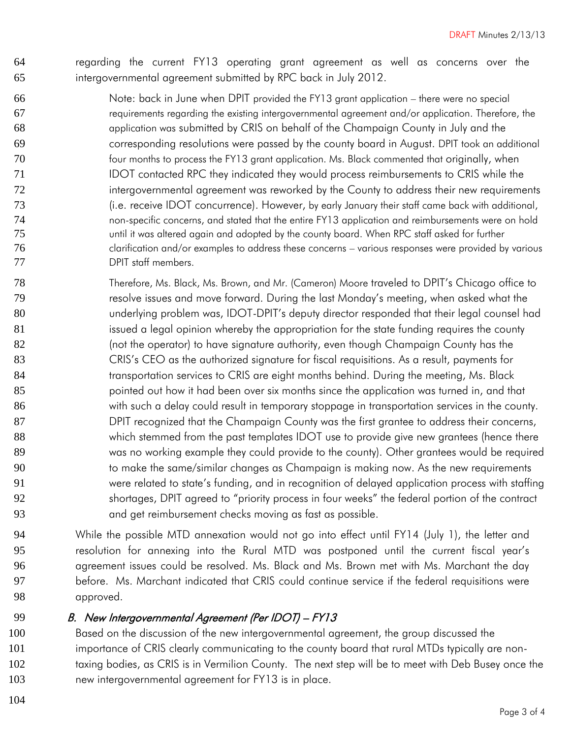regarding the current FY13 operating grant agreement as well as concerns over the intergovernmental agreement submitted by RPC back in July 2012.

> Note: back in June when DPIT provided the FY13 grant application – there were no special requirements regarding the existing intergovernmental agreement and/or application. Therefore, the application was submitted by CRIS on behalf of the Champaign County in July and the corresponding resolutions were passed by the county board in August. DPIT took an additional four months to process the FY13 grant application. Ms. Black commented that originally, when IDOT contacted RPC they indicated they would process reimbursements to CRIS while the intergovernmental agreement was reworked by the County to address their new requirements (i.e. receive IDOT concurrence). However, by early January their staff came back with additional, non-specific concerns, and stated that the entire FY13 application and reimbursements were on hold until it was altered again and adopted by the county board. When RPC staff asked for further clarification and/or examples to address these concerns – various responses were provided by various DPIT staff members.
>
> Therefore, Ms. Black, Ms. Brown, and Mr. (Cameron) Moore traveled to DPIT's Chicago office to resolve issues and move forward. During the last Monday's meeting, when asked what the underlying problem was, IDOT-DPIT's deputy director responded that their legal counsel had issued a legal opinion whereby the appropriation for the state funding requires the county (not the operator) to have signature authority, even though Champaign County has the CRIS's CEO as the authorized signature for fiscal requisitions. As a result, payments for transportation services to CRIS are eight months behind. During the meeting, Ms. Black pointed out how it had been over six months since the application was turned in, and that with such a delay could result in temporary stoppage in transportation services in the county. DPIT recognized that the Champaign County was the first grantee to address their concerns, which stemmed from the past templates IDOT use to provide give new grantees (hence there was no working example they could provide to the county). Other grantees would be required to make the same/similar changes as Champaign is making now. As the new requirements were related to state's funding, and in recognition of delayed application process with staffing shortages, DPIT agreed to "priority process in four weeks" the federal portion of the contract and get reimbursement checks moving as fast as possible.

While the possible MTD annexation would not go into effect until FY14 (July 1), the letter and resolution for annexing into the Rural MTD was postponed until the current fiscal year's agreement issues could be resolved. Ms. Black and Ms. Brown met with Ms. Marchant the day before. Ms. Marchant indicated that CRIS could continue service if the federal requisitions were approved.

### *B. New Intergovernmental Agreement (Per IDOT) – FY13*

Based on the discussion of the new intergovernmental agreement, the group discussed the importance of CRIS clearly communicating to the county board that rural MTDs typically are non-taxing bodies, as CRIS is in Vermilion County. The next step will be to meet with Deb Busey once the new intergovernmental agreement for FY13 is in place.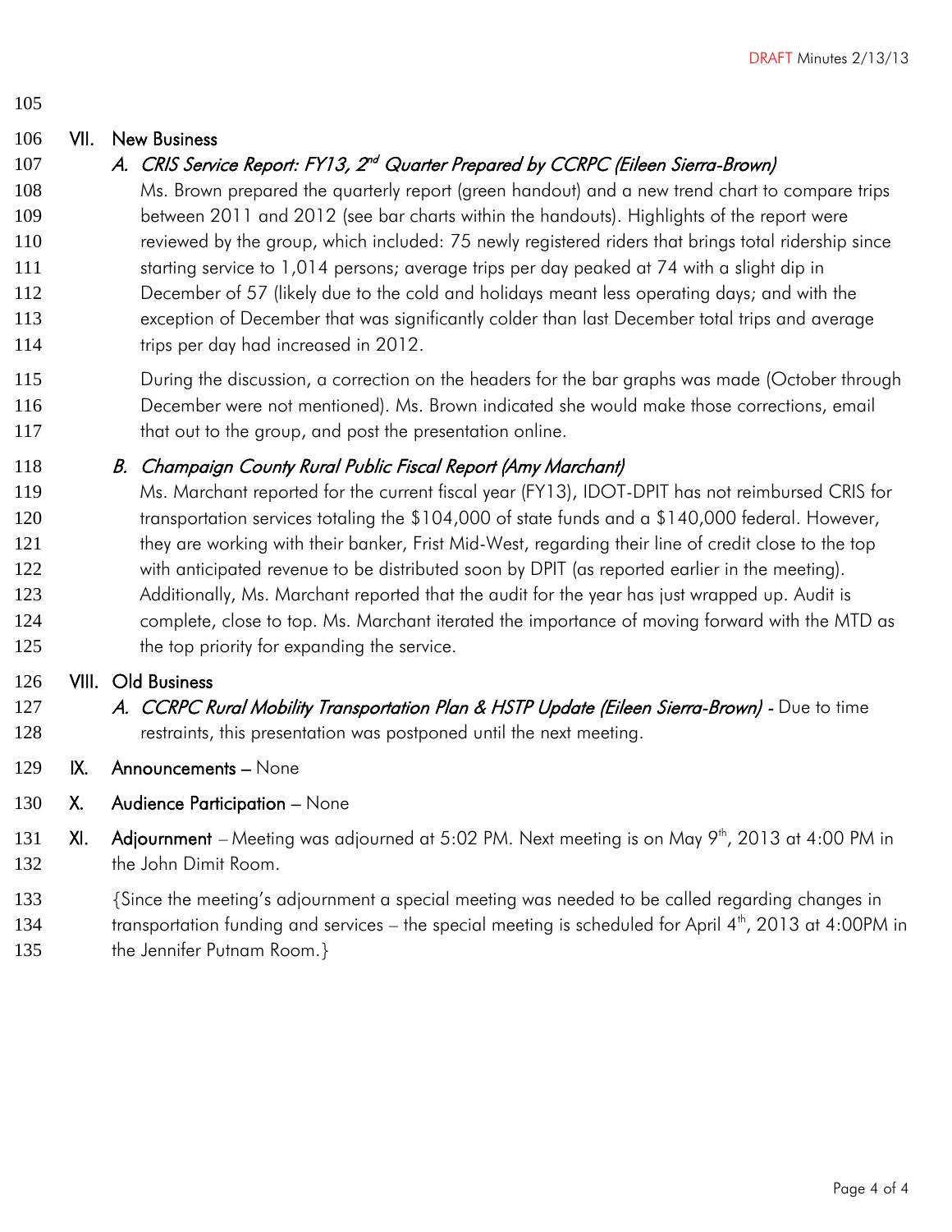## VII. New Business

### *A. CRIS Service Report: FY13, 2nd Quarter Prepared by CCRPC (Eileen Sierra-Brown)*

Ms. Brown prepared the quarterly report (green handout) and a new trend chart to compare trips between 2011 and 2012 (see bar charts within the handouts). Highlights of the report were reviewed by the group, which included: 75 newly registered riders that brings total ridership since starting service to 1,014 persons; average trips per day peaked at 74 with a slight dip in December of 57 (likely due to the cold and holidays meant less operating days; and with the exception of December that was significantly colder than last December total trips and average trips per day had increased in 2012.

During the discussion, a correction on the headers for the bar graphs was made (October through December were not mentioned). Ms. Brown indicated she would make those corrections, email that out to the group, and post the presentation online.

### *B. Champaign County Rural Public Fiscal Report (Amy Marchant)*

Ms. Marchant reported for the current fiscal year (FY13), IDOT-DPIT has not reimbursed CRIS for transportation services totaling the $104,000 of state funds and a $140,000 federal. However, they are working with their banker, Frist Mid-West, regarding their line of credit close to the top with anticipated revenue to be distributed soon by DPIT (as reported earlier in the meeting). Additionally, Ms. Marchant reported that the audit for the year has just wrapped up. Audit is complete, close to top. Ms. Marchant iterated the importance of moving forward with the MTD as the top priority for expanding the service.

## VIII. Old Business

*A. CCRPC Rural Mobility Transportation Plan & HSTP Update (Eileen Sierra-Brown)* - Due to time restraints, this presentation was postponed until the next meeting.

## IX. Announcements – None

## X. Audience Participation – None

## XI. Adjournment – Meeting was adjourned at 5:02 PM. Next meeting is on May 9th, 2013 at 4:00 PM in the John Dimit Room.

{Since the meeting's adjournment a special meeting was needed to be called regarding changes in transportation funding and services – the special meeting is scheduled for April 4th, 2013 at 4:00PM in the Jennifer Putnam Room.}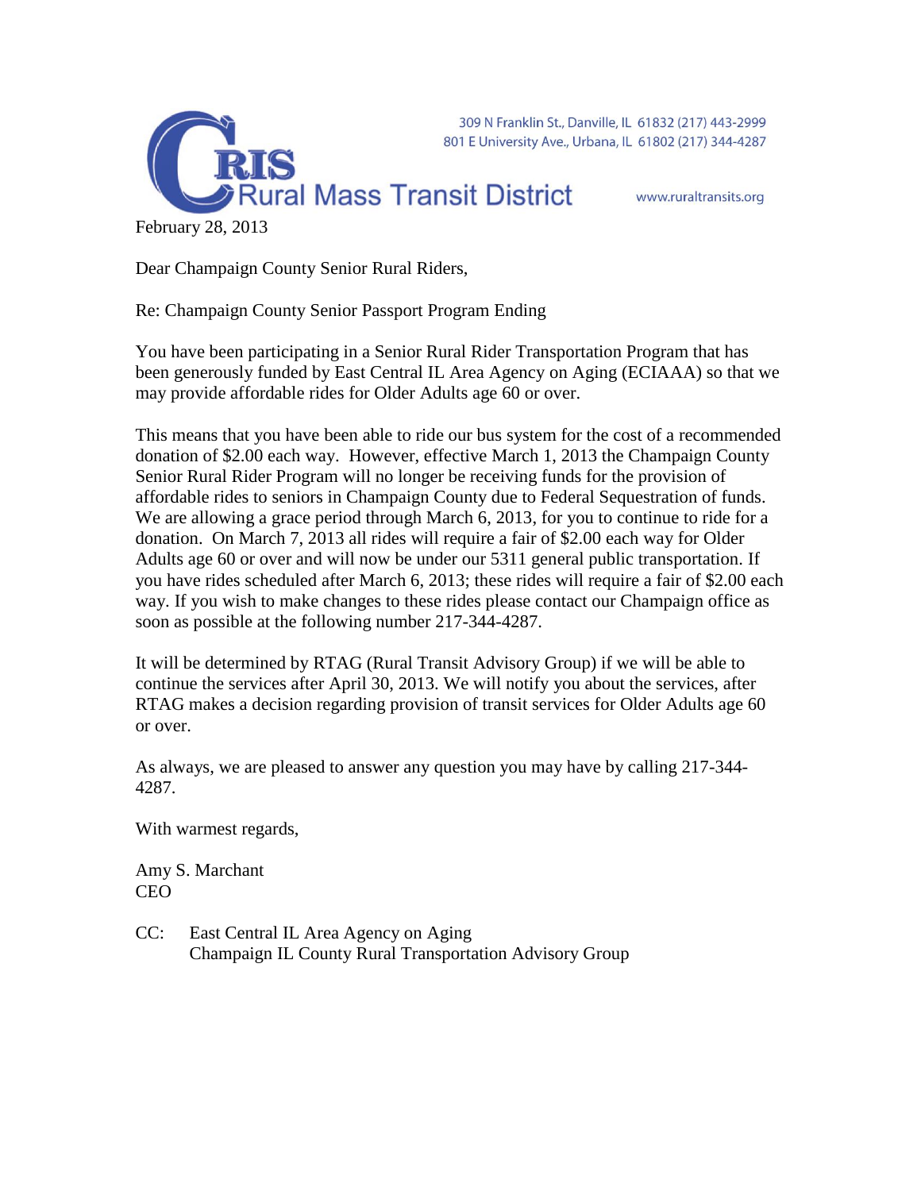**CRIS Rural Mass Transit District**

309 N Franklin St., Danville, IL 61832 (217) 443-2999
801 E University Ave., Urbana, IL 61802 (217) 344-4287

www.ruraltransits.org

February 28, 2013

Dear Champaign County Senior Rural Riders,

Re: Champaign County Senior Passport Program Ending

You have been participating in a Senior Rural Rider Transportation Program that has been generously funded by East Central IL Area Agency on Aging (ECIAAA) so that we may provide affordable rides for Older Adults age 60 or over.

This means that you have been able to ride our bus system for the cost of a recommended donation of $2.00 each way. However, effective March 1, 2013 the Champaign County Senior Rural Rider Program will no longer be receiving funds for the provision of affordable rides to seniors in Champaign County due to Federal Sequestration of funds. We are allowing a grace period through March 6, 2013, for you to continue to ride for a donation. On March 7, 2013 all rides will require a fair of $2.00 each way for Older Adults age 60 or over and will now be under our 5311 general public transportation. If you have rides scheduled after March 6, 2013; these rides will require a fair of $2.00 each way. If you wish to make changes to these rides please contact our Champaign office as soon as possible at the following number 217-344-4287.

It will be determined by RTAG (Rural Transit Advisory Group) if we will be able to continue the services after April 30, 2013. We will notify you about the services, after RTAG makes a decision regarding provision of transit services for Older Adults age 60 or over.

As always, we are pleased to answer any question you may have by calling 217-344-4287.

With warmest regards,

Amy S. Marchant
CEO

CC: East Central IL Area Agency on Aging
Champaign IL County Rural Transportation Advisory Group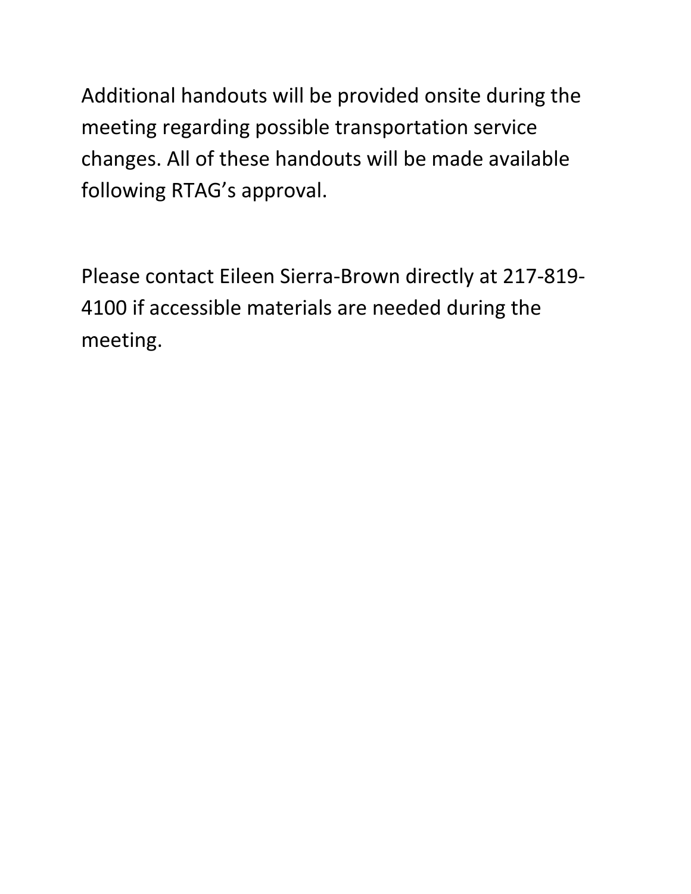Additional handouts will be provided onsite during the meeting regarding possible transportation service changes. All of these handouts will be made available following RTAG's approval.

Please contact Eileen Sierra-Brown directly at 217-819-4100 if accessible materials are needed during the meeting.